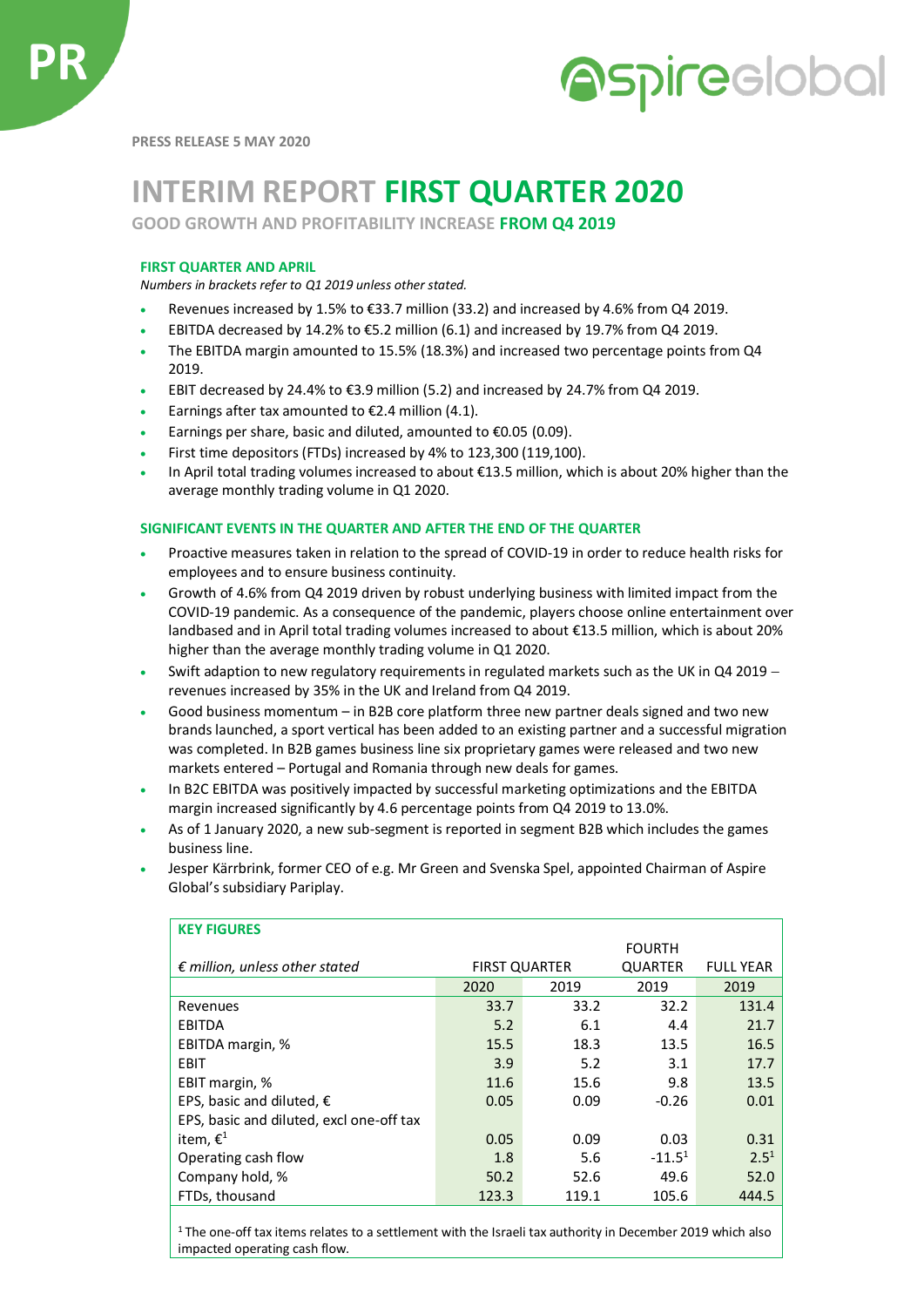PRESS RELEASE 5 MAY 2020

# INTERIM REPORT FIRST QUARTER 2020

## GOOD GROWTH AND PROFITABILITY INCREASE FROM Q4 2019

### FIRST QUARTER AND APRIL

*Numbers in brackets refer to Q1 2019 unless other stated.*

- Revenues increased by 1.5% to €33.7 million (33.2) and increased by 4.6% from Q4 2019.
- EBITDA decreased by 14.2% to €5.2 million (6.1) and increased by 19.7% from Q4 2019.
- The EBITDA margin amounted to 15.5% (18.3%) and increased two percentage points from Q4 2019.
- EBIT decreased by 24.4% to €3.9 million (5.2) and increased by 24.7% from Q4 2019.
- Earnings after tax amounted to €2.4 million (4.1).
- Earnings per share, basic and diluted, amounted to €0.05 (0.09).
- First time depositors (FTDs) increased by 4% to 123,300 (119,100).
- In April total trading volumes increased to about €13.5 million, which is about 20% higher than the average monthly trading volume in Q1 2020.

### SIGNIFICANT EVENTS IN THE QUARTER AND AFTER THE END OF THE QUARTER

- Proactive measures taken in relation to the spread of COVID-19 in order to reduce health risks for employees and to ensure business continuity.
- Growth of 4.6% from Q4 2019 driven by robust underlying business with limited impact from the COVID-19 pandemic. As a consequence of the pandemic, players choose online entertainment over landbased and in April total trading volumes increased to about €13.5 million, which is about 20% higher than the average monthly trading volume in Q1 2020.
- Swift adaption to new regulatory requirements in regulated markets such as the UK in Q4 2019 – revenues increased by 35% in the UK and Ireland from Q4 2019.
- Good business momentum – in B2B core platform three new partner deals signed and two new brands launched, a sport vertical has been added to an existing partner and a successful migration was completed. In B2B games business line six proprietary games were released and two new markets entered – Portugal and Romania through new deals for games.
- In B2C EBITDA was positively impacted by successful marketing optimizations and the EBITDA margin increased significantly by 4.6 percentage points from Q4 2019 to 13.0%.
- As of 1 January 2020, a new sub-segment is reported in segment B2B which includes the games business line.
- Jesper Kärrbrink, former CEO of e.g. Mr Green and Svenska Spel, appointed Chairman of Aspire Global's subsidiary Pariplay.

### KEY FIGURES

| *€ million, unless other stated* | FIRST QUARTER | | FOURTH QUARTER | FULL YEAR |
|---|---|---|---|---|
| | 2020 | 2019 | 2019 | 2019 |
| Revenues | 33.7 | 33.2 | 32.2 | 131.4 |
| EBITDA | 5.2 | 6.1 | 4.4 | 21.7 |
| EBITDA margin, % | 15.5 | 18.3 | 13.5 | 16.5 |
| EBIT | 3.9 | 5.2 | 3.1 | 17.7 |
| EBIT margin, % | 11.6 | 15.6 | 9.8 | 13.5 |
| EPS, basic and diluted, € | 0.05 | 0.09 | -0.26 | 0.01 |
| EPS, basic and diluted, excl one-off tax item, €[1] | 0.05 | 0.09 | 0.03 | 0.31 |
| Operating cash flow | 1.8 | 5.6 | -11.5[1] | 2.5[1] |
| Company hold, % | 50.2 | 52.6 | 49.6 | 52.0 |
| FTDs, thousand | 123.3 | 119.1 | 105.6 | 444.5 |

[1] The one-off tax items relates to a settlement with the Israeli tax authority in December 2019 which also impacted operating cash flow.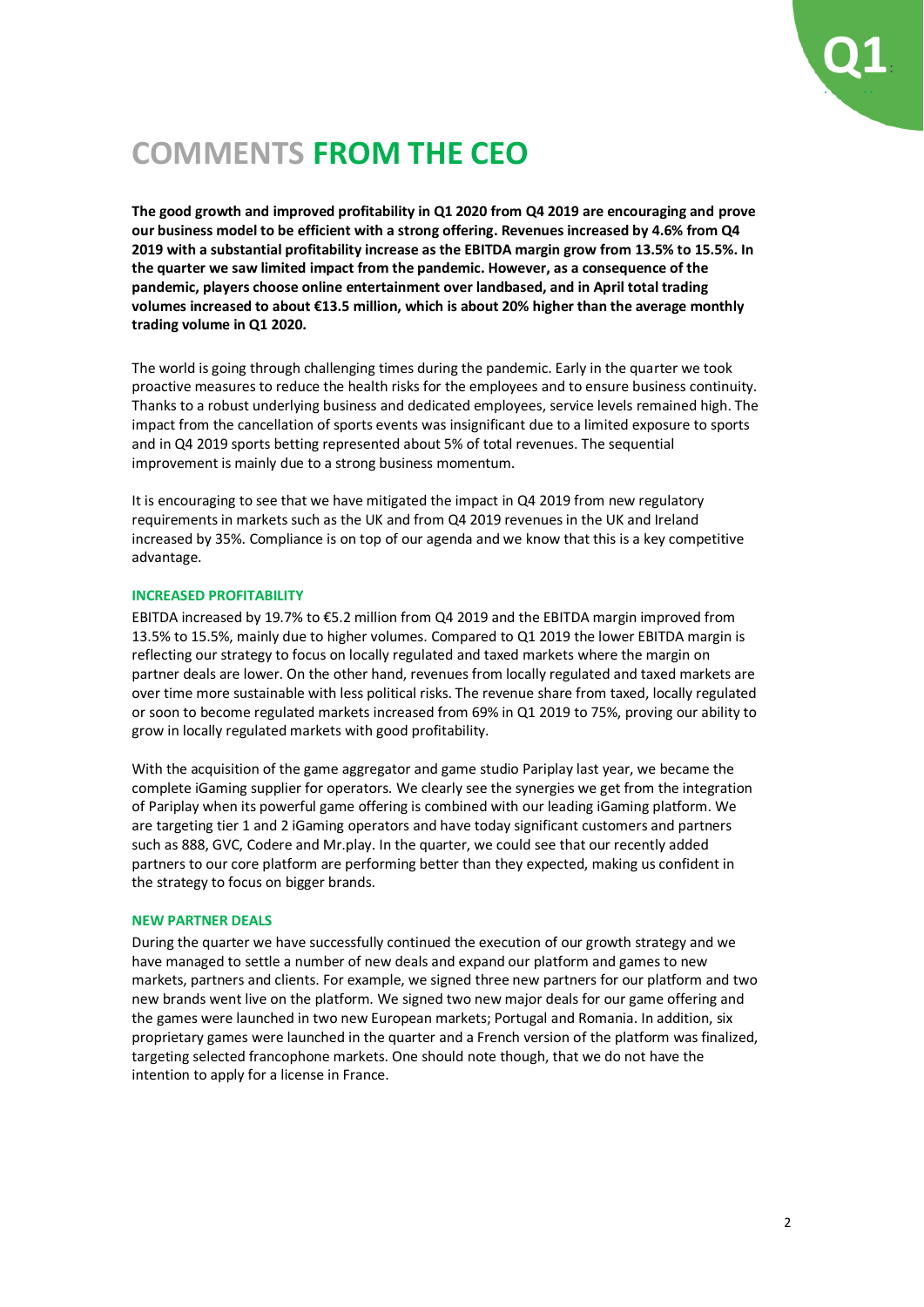# COMMENTS FROM THE CEO

**The good growth and improved profitability in Q1 2020 from Q4 2019 are encouraging and prove our business model to be efficient with a strong offering. Revenues increased by 4.6% from Q4 2019 with a substantial profitability increase as the EBITDA margin grow from 13.5% to 15.5%. In the quarter we saw limited impact from the pandemic. However, as a consequence of the pandemic, players choose online entertainment over landbased, and in April total trading volumes increased to about €13.5 million, which is about 20% higher than the average monthly trading volume in Q1 2020.**

The world is going through challenging times during the pandemic. Early in the quarter we took proactive measures to reduce the health risks for the employees and to ensure business continuity. Thanks to a robust underlying business and dedicated employees, service levels remained high. The impact from the cancellation of sports events was insignificant due to a limited exposure to sports and in Q4 2019 sports betting represented about 5% of total revenues. The sequential improvement is mainly due to a strong business momentum.

It is encouraging to see that we have mitigated the impact in Q4 2019 from new regulatory requirements in markets such as the UK and from Q4 2019 revenues in the UK and Ireland increased by 35%. Compliance is on top of our agenda and we know that this is a key competitive advantage.

### INCREASED PROFITABILITY

EBITDA increased by 19.7% to €5.2 million from Q4 2019 and the EBITDA margin improved from 13.5% to 15.5%, mainly due to higher volumes. Compared to Q1 2019 the lower EBITDA margin is reflecting our strategy to focus on locally regulated and taxed markets where the margin on partner deals are lower. On the other hand, revenues from locally regulated and taxed markets are over time more sustainable with less political risks. The revenue share from taxed, locally regulated or soon to become regulated markets increased from 69% in Q1 2019 to 75%, proving our ability to grow in locally regulated markets with good profitability.

With the acquisition of the game aggregator and game studio Pariplay last year, we became the complete iGaming supplier for operators. We clearly see the synergies we get from the integration of Pariplay when its powerful game offering is combined with our leading iGaming platform. We are targeting tier 1 and 2 iGaming operators and have today significant customers and partners such as 888, GVC, Codere and Mr.play. In the quarter, we could see that our recently added partners to our core platform are performing better than they expected, making us confident in the strategy to focus on bigger brands.

### NEW PARTNER DEALS

During the quarter we have successfully continued the execution of our growth strategy and we have managed to settle a number of new deals and expand our platform and games to new markets, partners and clients. For example, we signed three new partners for our platform and two new brands went live on the platform. We signed two new major deals for our game offering and the games were launched in two new European markets; Portugal and Romania. In addition, six proprietary games were launched in the quarter and a French version of the platform was finalized, targeting selected francophone markets. One should note though, that we do not have the intention to apply for a license in France.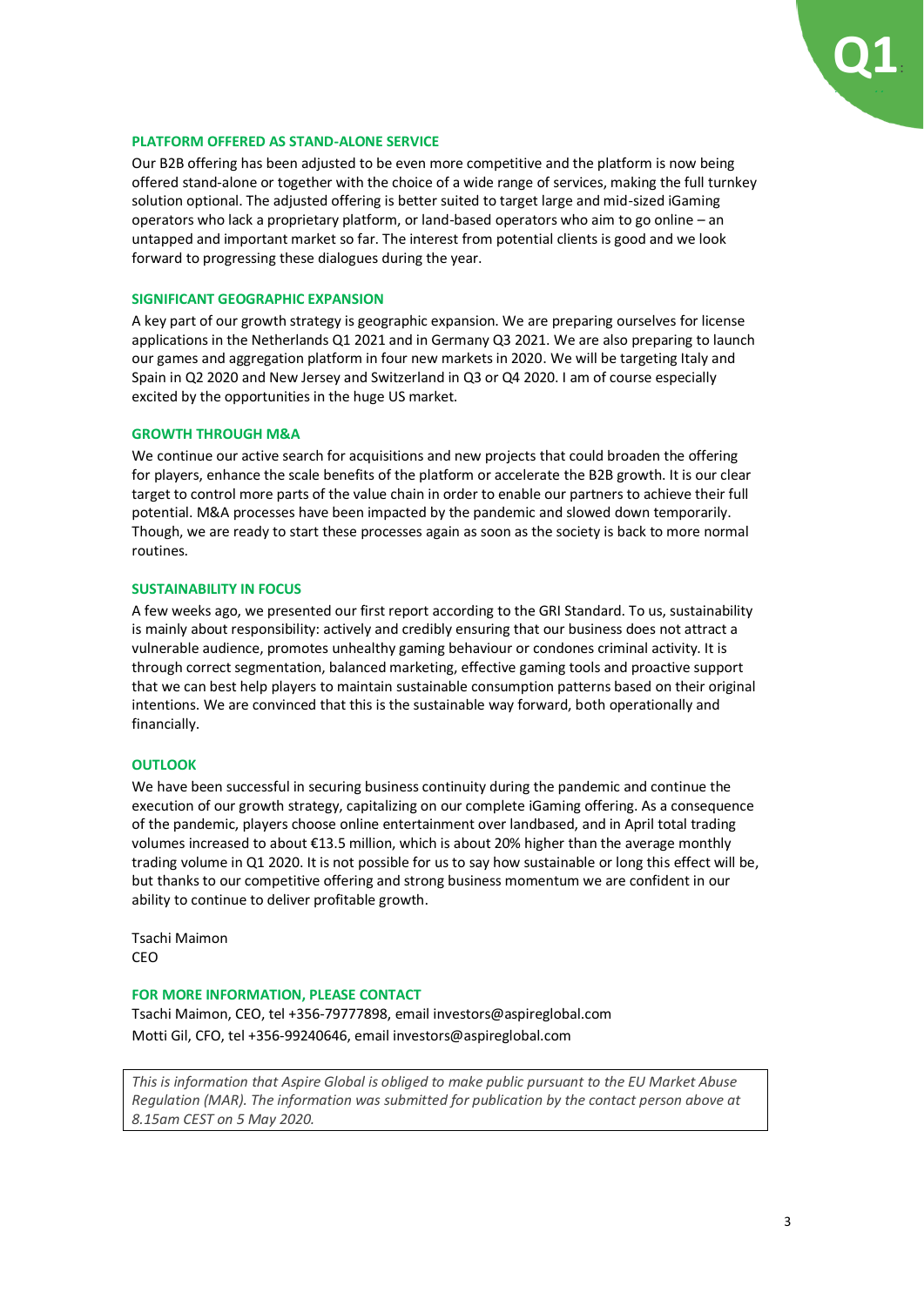## PLATFORM OFFERED AS STAND-ALONE SERVICE

Our B2B offering has been adjusted to be even more competitive and the platform is now being offered stand-alone or together with the choice of a wide range of services, making the full turnkey solution optional. The adjusted offering is better suited to target large and mid-sized iGaming operators who lack a proprietary platform, or land-based operators who aim to go online – an untapped and important market so far. The interest from potential clients is good and we look forward to progressing these dialogues during the year.

## SIGNIFICANT GEOGRAPHIC EXPANSION

A key part of our growth strategy is geographic expansion. We are preparing ourselves for license applications in the Netherlands Q1 2021 and in Germany Q3 2021. We are also preparing to launch our games and aggregation platform in four new markets in 2020. We will be targeting Italy and Spain in Q2 2020 and New Jersey and Switzerland in Q3 or Q4 2020. I am of course especially excited by the opportunities in the huge US market.

## GROWTH THROUGH M&A

We continue our active search for acquisitions and new projects that could broaden the offering for players, enhance the scale benefits of the platform or accelerate the B2B growth. It is our clear target to control more parts of the value chain in order to enable our partners to achieve their full potential. M&A processes have been impacted by the pandemic and slowed down temporarily. Though, we are ready to start these processes again as soon as the society is back to more normal routines.

## SUSTAINABILITY IN FOCUS

A few weeks ago, we presented our first report according to the GRI Standard. To us, sustainability is mainly about responsibility: actively and credibly ensuring that our business does not attract a vulnerable audience, promotes unhealthy gaming behaviour or condones criminal activity. It is through correct segmentation, balanced marketing, effective gaming tools and proactive support that we can best help players to maintain sustainable consumption patterns based on their original intentions. We are convinced that this is the sustainable way forward, both operationally and financially.

## OUTLOOK

We have been successful in securing business continuity during the pandemic and continue the execution of our growth strategy, capitalizing on our complete iGaming offering. As a consequence of the pandemic, players choose online entertainment over landbased, and in April total trading volumes increased to about €13.5 million, which is about 20% higher than the average monthly trading volume in Q1 2020. It is not possible for us to say how sustainable or long this effect will be, but thanks to our competitive offering and strong business momentum we are confident in our ability to continue to deliver profitable growth.

Tsachi Maimon
CEO

## FOR MORE INFORMATION, PLEASE CONTACT

Tsachi Maimon, CEO, tel +356-79777898, email investors@aspireglobal.com
Motti Gil, CFO, tel +356-99240646, email investors@aspireglobal.com

*This is information that Aspire Global is obliged to make public pursuant to the EU Market Abuse Regulation (MAR). The information was submitted for publication by the contact person above at 8.15am CEST on 5 May 2020.*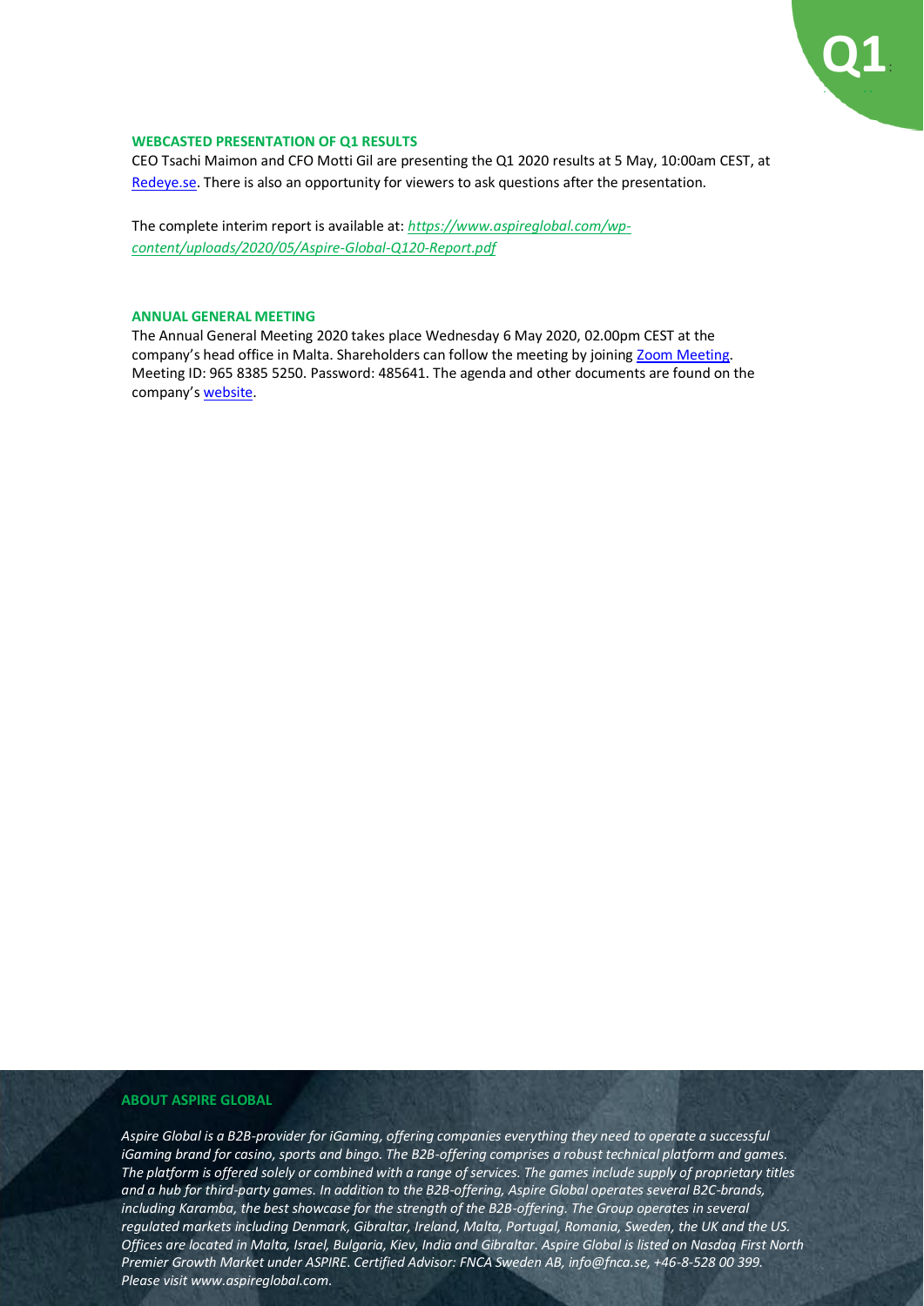## WEBCASTED PRESENTATION OF Q1 RESULTS

CEO Tsachi Maimon and CFO Motti Gil are presenting the Q1 2020 results at 5 May, 10:00am CEST, at Redeye.se. There is also an opportunity for viewers to ask questions after the presentation.

The complete interim report is available at: *https://www.aspireglobal.com/wp-content/uploads/2020/05/Aspire-Global-Q120-Report.pdf*

## ANNUAL GENERAL MEETING

The Annual General Meeting 2020 takes place Wednesday 6 May 2020, 02.00pm CEST at the company's head office in Malta. Shareholders can follow the meeting by joining Zoom Meeting. Meeting ID: 965 8385 5250. Password: 485641. The agenda and other documents are found on the company's website.

## ABOUT ASPIRE GLOBAL

*Aspire Global is a B2B-provider for iGaming, offering companies everything they need to operate a successful iGaming brand for casino, sports and bingo. The B2B-offering comprises a robust technical platform and games. The platform is offered solely or combined with a range of services. The games include supply of proprietary titles and a hub for third-party games. In addition to the B2B-offering, Aspire Global operates several B2C-brands, including Karamba, the best showcase for the strength of the B2B-offering. The Group operates in several regulated markets including Denmark, Gibraltar, Ireland, Malta, Portugal, Romania, Sweden, the UK and the US. Offices are located in Malta, Israel, Bulgaria, Kiev, India and Gibraltar. Aspire Global is listed on Nasdaq First North Premier Growth Market under ASPIRE. Certified Advisor: FNCA Sweden AB, info@fnca.se, +46-8-528 00 399. Please visit www.aspireglobal.com.*